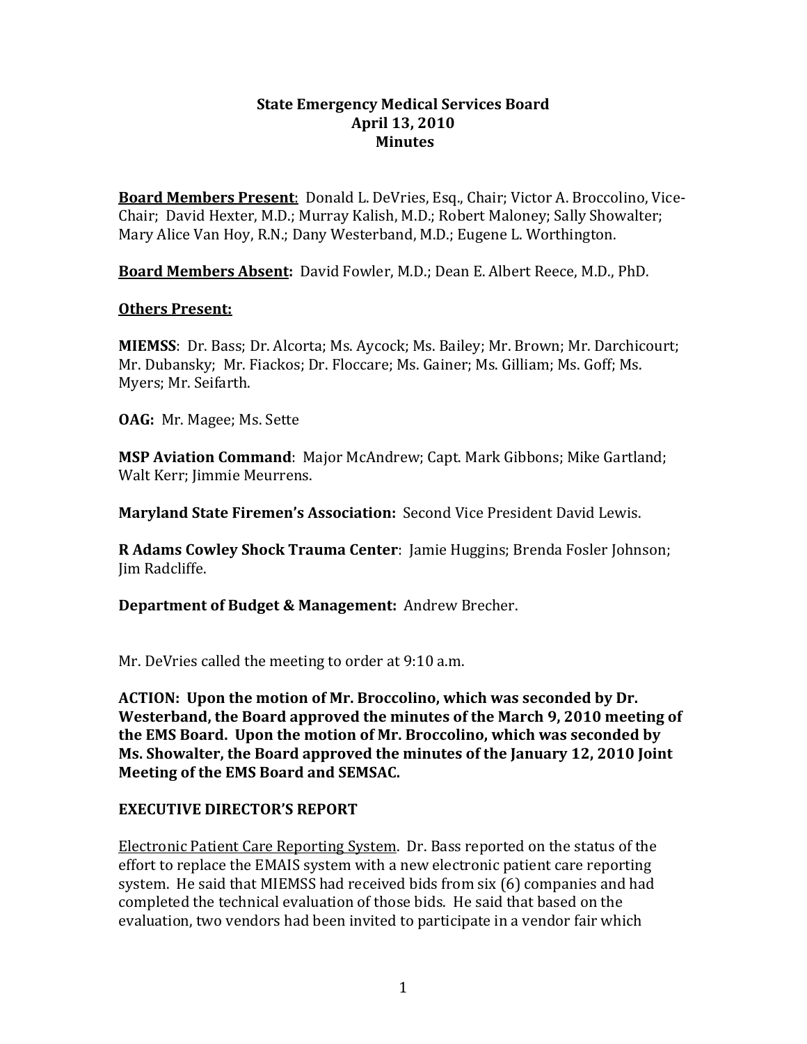# State Emergency Medical Services Board
## April 13, 2010
## Minutes

**Board Members Present**: Donald L. DeVries, Esq., Chair; Victor A. Broccolino, Vice-Chair; David Hexter, M.D.; Murray Kalish, M.D.; Robert Maloney; Sally Showalter; Mary Alice Van Hoy, R.N.; Dany Westerband, M.D.; Eugene L. Worthington.

**Board Members Absent:** David Fowler, M.D.; Dean E. Albert Reece, M.D., PhD.

**Others Present:**

**MIEMSS**: Dr. Bass; Dr. Alcorta; Ms. Aycock; Ms. Bailey; Mr. Brown; Mr. Darchicourt; Mr. Dubansky; Mr. Fiackos; Dr. Floccare; Ms. Gainer; Ms. Gilliam; Ms. Goff; Ms. Myers; Mr. Seifarth.

**OAG:** Mr. Magee; Ms. Sette

**MSP Aviation Command**: Major McAndrew; Capt. Mark Gibbons; Mike Gartland; Walt Kerr; Jimmie Meurrens.

**Maryland State Firemen's Association:** Second Vice President David Lewis.

**R Adams Cowley Shock Trauma Center**: Jamie Huggins; Brenda Fosler Johnson; Jim Radcliffe.

**Department of Budget & Management:** Andrew Brecher.

Mr. DeVries called the meeting to order at 9:10 a.m.

**ACTION: Upon the motion of Mr. Broccolino, which was seconded by Dr. Westerband, the Board approved the minutes of the March 9, 2010 meeting of the EMS Board. Upon the motion of Mr. Broccolino, which was seconded by Ms. Showalter, the Board approved the minutes of the January 12, 2010 Joint Meeting of the EMS Board and SEMSAC.**

**EXECUTIVE DIRECTOR'S REPORT**

Electronic Patient Care Reporting System. Dr. Bass reported on the status of the effort to replace the EMAIS system with a new electronic patient care reporting system. He said that MIEMSS had received bids from six (6) companies and had completed the technical evaluation of those bids. He said that based on the evaluation, two vendors had been invited to participate in a vendor fair which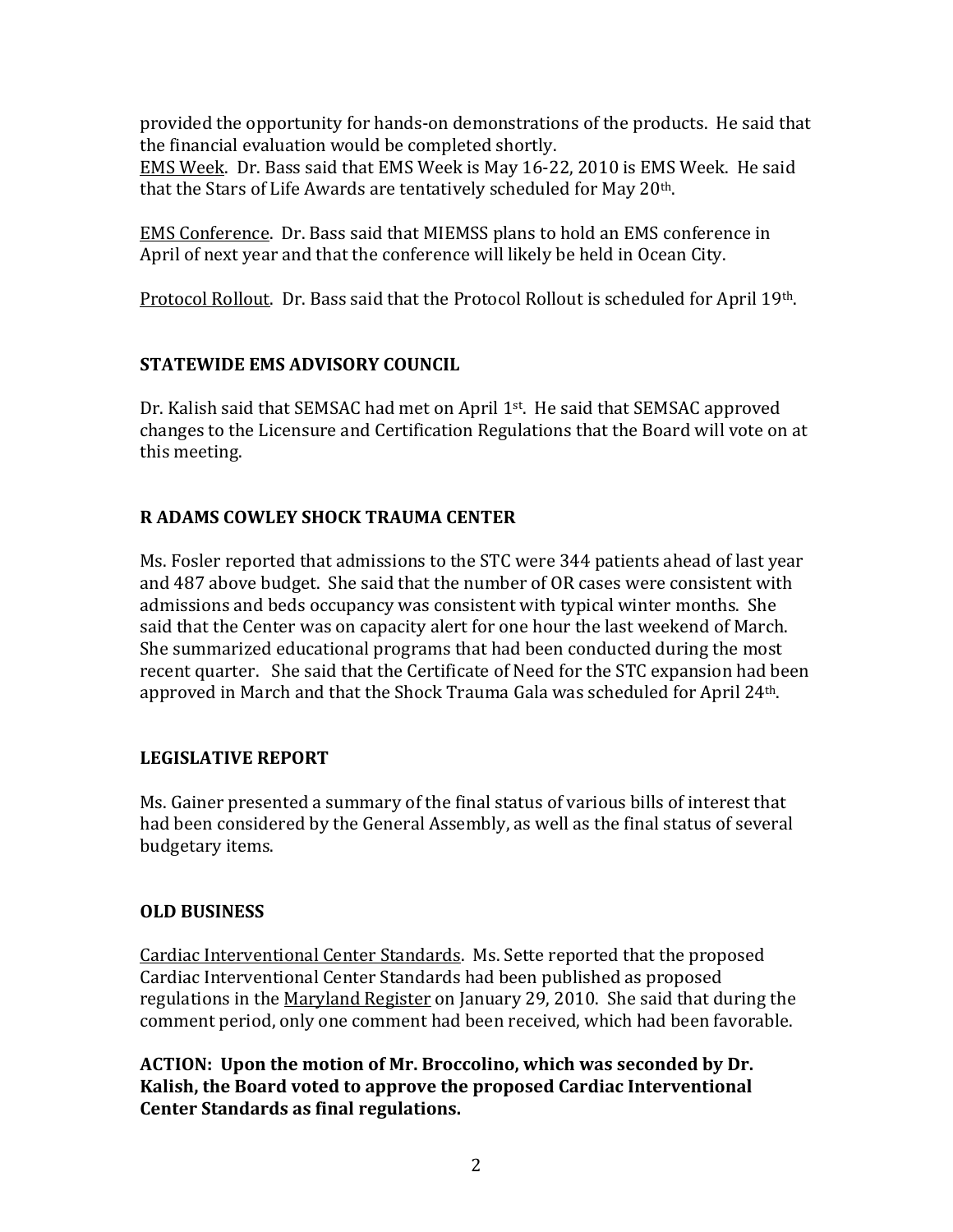provided the opportunity for hands-on demonstrations of the products. He said that the financial evaluation would be completed shortly.

EMS Week. Dr. Bass said that EMS Week is May 16-22, 2010 is EMS Week. He said that the Stars of Life Awards are tentatively scheduled for May 20th.

EMS Conference. Dr. Bass said that MIEMSS plans to hold an EMS conference in April of next year and that the conference will likely be held in Ocean City.

Protocol Rollout. Dr. Bass said that the Protocol Rollout is scheduled for April 19th.

## STATEWIDE EMS ADVISORY COUNCIL

Dr. Kalish said that SEMSAC had met on April 1st. He said that SEMSAC approved changes to the Licensure and Certification Regulations that the Board will vote on at this meeting.

## R ADAMS COWLEY SHOCK TRAUMA CENTER

Ms. Fosler reported that admissions to the STC were 344 patients ahead of last year and 487 above budget. She said that the number of OR cases were consistent with admissions and beds occupancy was consistent with typical winter months. She said that the Center was on capacity alert for one hour the last weekend of March. She summarized educational programs that had been conducted during the most recent quarter. She said that the Certificate of Need for the STC expansion had been approved in March and that the Shock Trauma Gala was scheduled for April 24th.

## LEGISLATIVE REPORT

Ms. Gainer presented a summary of the final status of various bills of interest that had been considered by the General Assembly, as well as the final status of several budgetary items.

## OLD BUSINESS

Cardiac Interventional Center Standards. Ms. Sette reported that the proposed Cardiac Interventional Center Standards had been published as proposed regulations in the Maryland Register on January 29, 2010. She said that during the comment period, only one comment had been received, which had been favorable.

**ACTION: Upon the motion of Mr. Broccolino, which was seconded by Dr. Kalish, the Board voted to approve the proposed Cardiac Interventional Center Standards as final regulations.**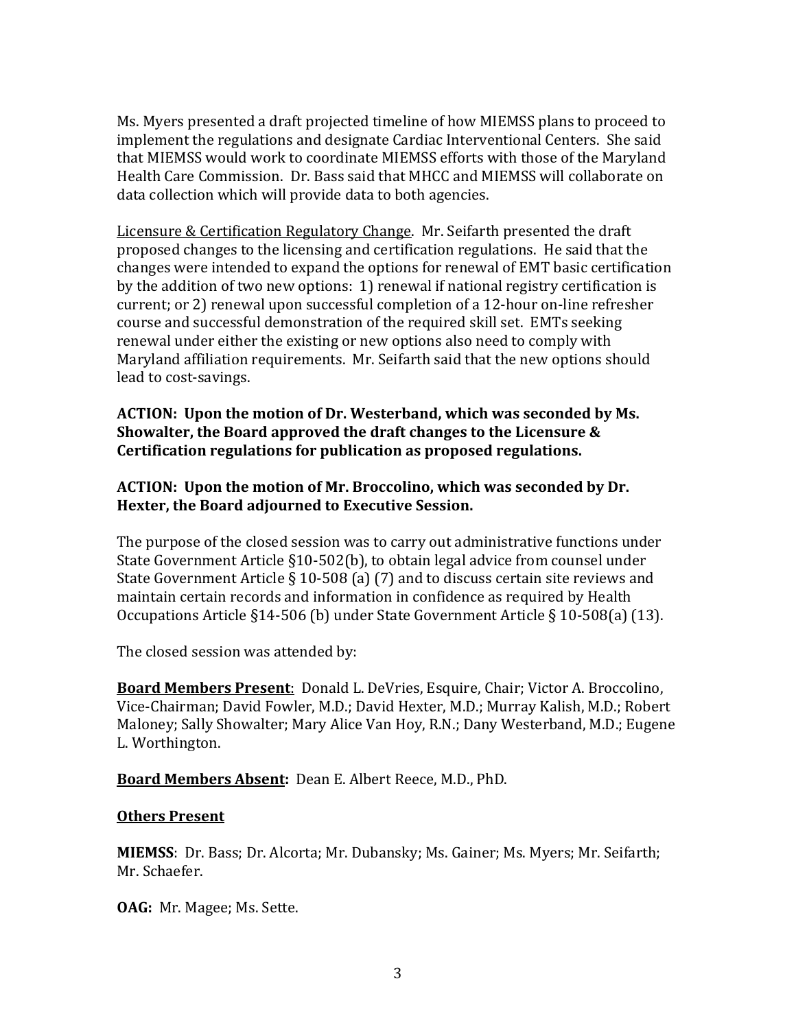Ms. Myers presented a draft projected timeline of how MIEMSS plans to proceed to implement the regulations and designate Cardiac Interventional Centers. She said that MIEMSS would work to coordinate MIEMSS efforts with those of the Maryland Health Care Commission. Dr. Bass said that MHCC and MIEMSS will collaborate on data collection which will provide data to both agencies.

Licensure & Certification Regulatory Change. Mr. Seifarth presented the draft proposed changes to the licensing and certification regulations. He said that the changes were intended to expand the options for renewal of EMT basic certification by the addition of two new options: 1) renewal if national registry certification is current; or 2) renewal upon successful completion of a 12-hour on-line refresher course and successful demonstration of the required skill set. EMTs seeking renewal under either the existing or new options also need to comply with Maryland affiliation requirements. Mr. Seifarth said that the new options should lead to cost-savings.

**ACTION: Upon the motion of Dr. Westerband, which was seconded by Ms. Showalter, the Board approved the draft changes to the Licensure & Certification regulations for publication as proposed regulations.**

**ACTION: Upon the motion of Mr. Broccolino, which was seconded by Dr. Hexter, the Board adjourned to Executive Session.**

The purpose of the closed session was to carry out administrative functions under State Government Article §10-502(b), to obtain legal advice from counsel under State Government Article § 10-508 (a) (7) and to discuss certain site reviews and maintain certain records and information in confidence as required by Health Occupations Article §14-506 (b) under State Government Article § 10-508(a) (13).

The closed session was attended by:

**Board Members Present**: Donald L. DeVries, Esquire, Chair; Victor A. Broccolino, Vice-Chairman; David Fowler, M.D.; David Hexter, M.D.; Murray Kalish, M.D.; Robert Maloney; Sally Showalter; Mary Alice Van Hoy, R.N.; Dany Westerband, M.D.; Eugene L. Worthington.

**Board Members Absent:** Dean E. Albert Reece, M.D., PhD.

**Others Present**

**MIEMSS**: Dr. Bass; Dr. Alcorta; Mr. Dubansky; Ms. Gainer; Ms. Myers; Mr. Seifarth; Mr. Schaefer.

**OAG:** Mr. Magee; Ms. Sette.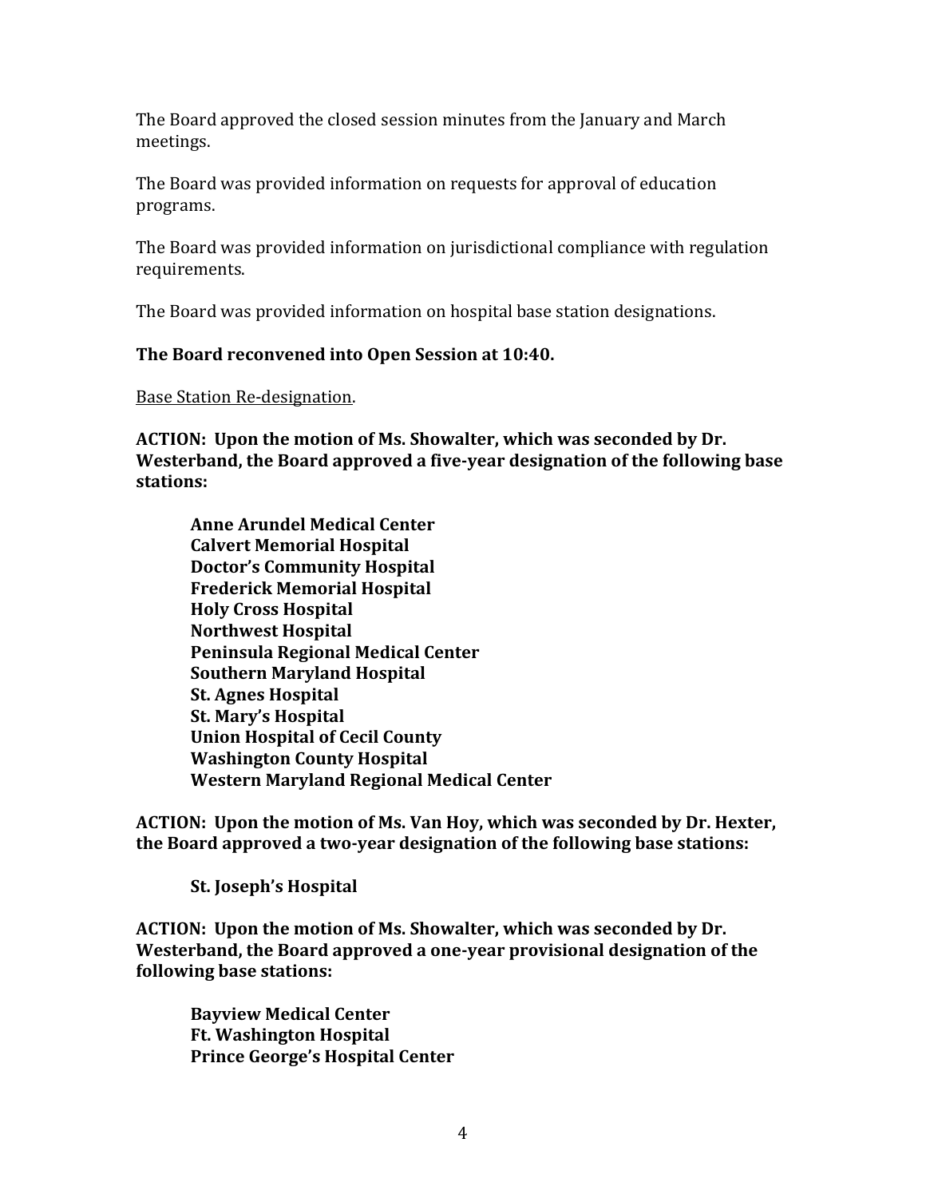The Board approved the closed session minutes from the January and March meetings.

The Board was provided information on requests for approval of education programs.

The Board was provided information on jurisdictional compliance with regulation requirements.

The Board was provided information on hospital base station designations.

**The Board reconvened into Open Session at 10:40.**

<u>Base Station Re-designation</u>.

**ACTION: Upon the motion of Ms. Showalter, which was seconded by Dr. Westerband, the Board approved a five-year designation of the following base stations:**

> **Anne Arundel Medical Center**
> **Calvert Memorial Hospital**
> **Doctor's Community Hospital**
> **Frederick Memorial Hospital**
> **Holy Cross Hospital**
> **Northwest Hospital**
> **Peninsula Regional Medical Center**
> **Southern Maryland Hospital**
> **St. Agnes Hospital**
> **St. Mary's Hospital**
> **Union Hospital of Cecil County**
> **Washington County Hospital**
> **Western Maryland Regional Medical Center**

**ACTION: Upon the motion of Ms. Van Hoy, which was seconded by Dr. Hexter, the Board approved a two-year designation of the following base stations:**

> **St. Joseph's Hospital**

**ACTION: Upon the motion of Ms. Showalter, which was seconded by Dr. Westerband, the Board approved a one-year provisional designation of the following base stations:**

> **Bayview Medical Center**
> **Ft. Washington Hospital**
> **Prince George's Hospital Center**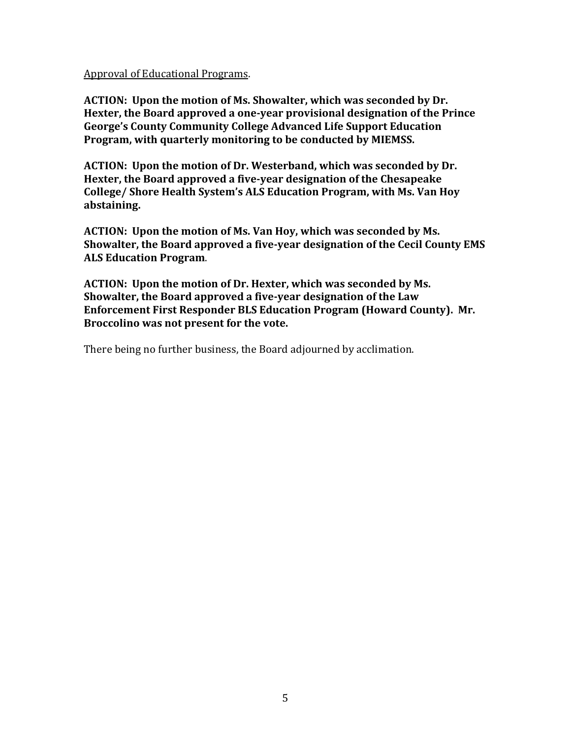Approval of Educational Programs.

**ACTION: Upon the motion of Ms. Showalter, which was seconded by Dr. Hexter, the Board approved a one-year provisional designation of the Prince George's County Community College Advanced Life Support Education Program, with quarterly monitoring to be conducted by MIEMSS.**

**ACTION: Upon the motion of Dr. Westerband, which was seconded by Dr. Hexter, the Board approved a five-year designation of the Chesapeake College/ Shore Health System's ALS Education Program, with Ms. Van Hoy abstaining.**

**ACTION: Upon the motion of Ms. Van Hoy, which was seconded by Ms. Showalter, the Board approved a five-year designation of the Cecil County EMS ALS Education Program**.

**ACTION: Upon the motion of Dr. Hexter, which was seconded by Ms. Showalter, the Board approved a five-year designation of the Law Enforcement First Responder BLS Education Program (Howard County). Mr. Broccolino was not present for the vote.**

There being no further business, the Board adjourned by acclimation.